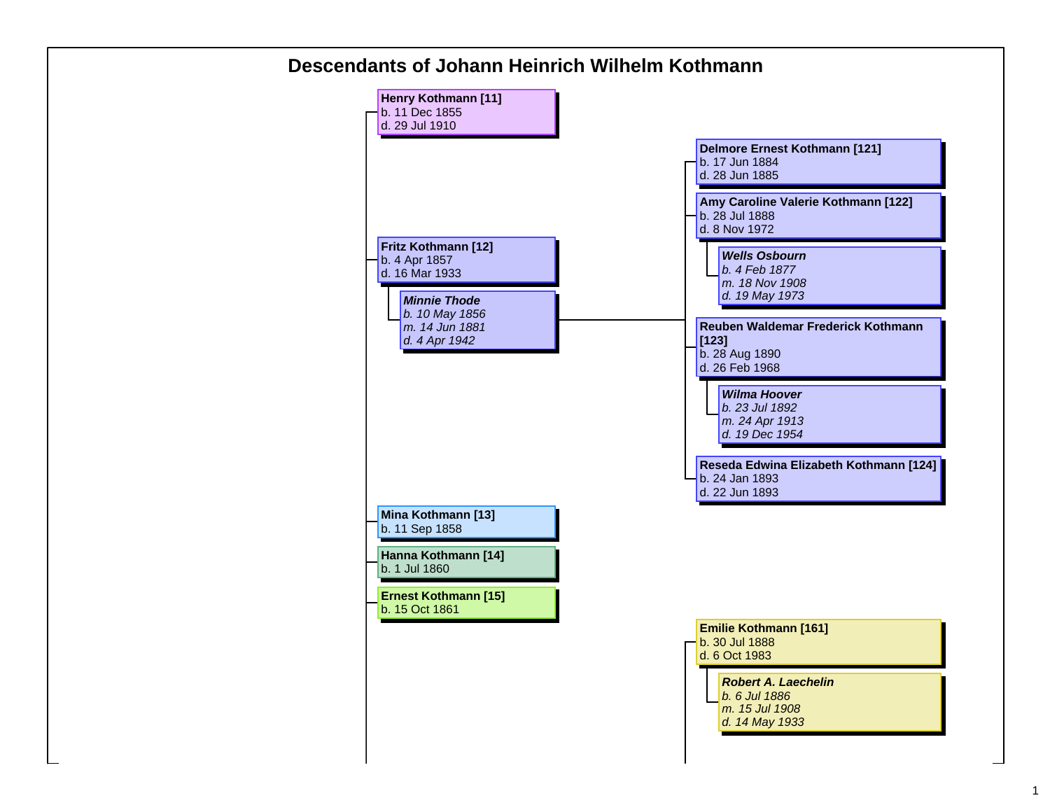# Descendants of Johann Heinrich Wilhelm Kothmann

- **Henry Kothmann [11]**
  b. 11 Dec 1855
  d. 29 Jul 1910

- **Fritz Kothmann [12]**
  b. 4 Apr 1857
  d. 16 Mar 1933
  - ***Minnie Thode***
    *b. 10 May 1856*
    *m. 14 Jun 1881*
    *d. 4 Apr 1942*
  - **Delmore Ernest Kothmann [121]**
    b. 17 Jun 1884
    d. 28 Jun 1885
  - **Amy Caroline Valerie Kothmann [122]**
    b. 28 Jul 1888
    d. 8 Nov 1972
    - ***Wells Osbourn***
      *b. 4 Feb 1877*
      *m. 18 Nov 1908*
      *d. 19 May 1973*
  - **Reuben Waldemar Frederick Kothmann [123]**
    b. 28 Aug 1890
    d. 26 Feb 1968
    - ***Wilma Hoover***
      *b. 23 Jul 1892*
      *m. 24 Apr 1913*
      *d. 19 Dec 1954*
  - **Reseda Edwina Elizabeth Kothmann [124]**
    b. 24 Jan 1893
    d. 22 Jun 1893

- **Mina Kothmann [13]**
  b. 11 Sep 1858

- **Hanna Kothmann [14]**
  b. 1 Jul 1860

- **Ernest Kothmann [15]**
  b. 15 Oct 1861

  - **Emilie Kothmann [161]**
    b. 30 Jul 1888
    d. 6 Oct 1983
    - ***Robert A. Laechelin***
      *b. 6 Jul 1886*
      *m. 15 Jul 1908*
      *d. 14 May 1933*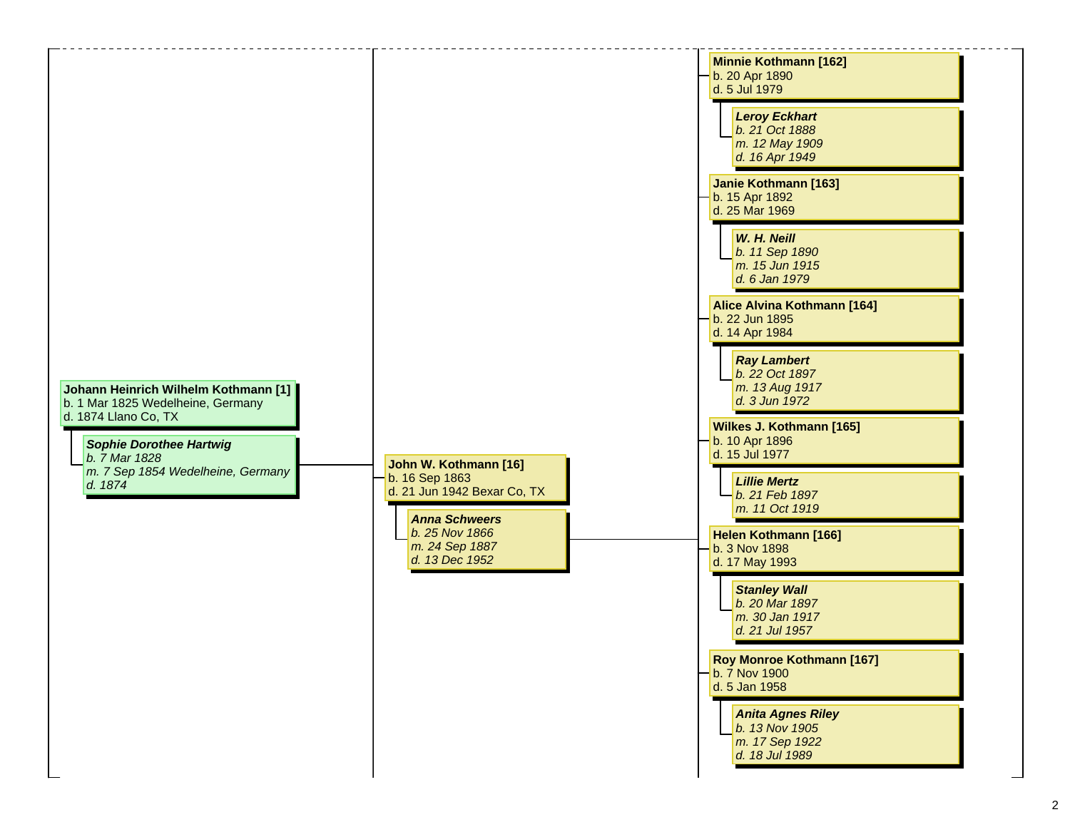**Johann Heinrich Wilhelm Kothmann [1]**
b. 1 Mar 1825 Wedelheine, Germany
d. 1874 Llano Co, TX

***Sophie Dorothee Hartwig***
*b. 7 Mar 1828*
*m. 7 Sep 1854 Wedelheine, Germany*
*d. 1874*

**John W. Kothmann [16]**
b. 16 Sep 1863
d. 21 Jun 1942 Bexar Co, TX

***Anna Schweers***
*b. 25 Nov 1866*
*m. 24 Sep 1887*
*d. 13 Dec 1952*

**Minnie Kothmann [162]**
b. 20 Apr 1890
d. 5 Jul 1979

***Leroy Eckhart***
*b. 21 Oct 1888*
*m. 12 May 1909*
*d. 16 Apr 1949*

**Janie Kothmann [163]**
b. 15 Apr 1892
d. 25 Mar 1969

***W. H. Neill***
*b. 11 Sep 1890*
*m. 15 Jun 1915*
*d. 6 Jan 1979*

**Alice Alvina Kothmann [164]**
b. 22 Jun 1895
d. 14 Apr 1984

***Ray Lambert***
*b. 22 Oct 1897*
*m. 13 Aug 1917*
*d. 3 Jun 1972*

**Wilkes J. Kothmann [165]**
b. 10 Apr 1896
d. 15 Jul 1977

***Lillie Mertz***
*b. 21 Feb 1897*
*m. 11 Oct 1919*

**Helen Kothmann [166]**
b. 3 Nov 1898
d. 17 May 1993

***Stanley Wall***
*b. 20 Mar 1897*
*m. 30 Jan 1917*
*d. 21 Jul 1957*

**Roy Monroe Kothmann [167]**
b. 7 Nov 1900
d. 5 Jan 1958

***Anita Agnes Riley***
*b. 13 Nov 1905*
*m. 17 Sep 1922*
*d. 18 Jul 1989*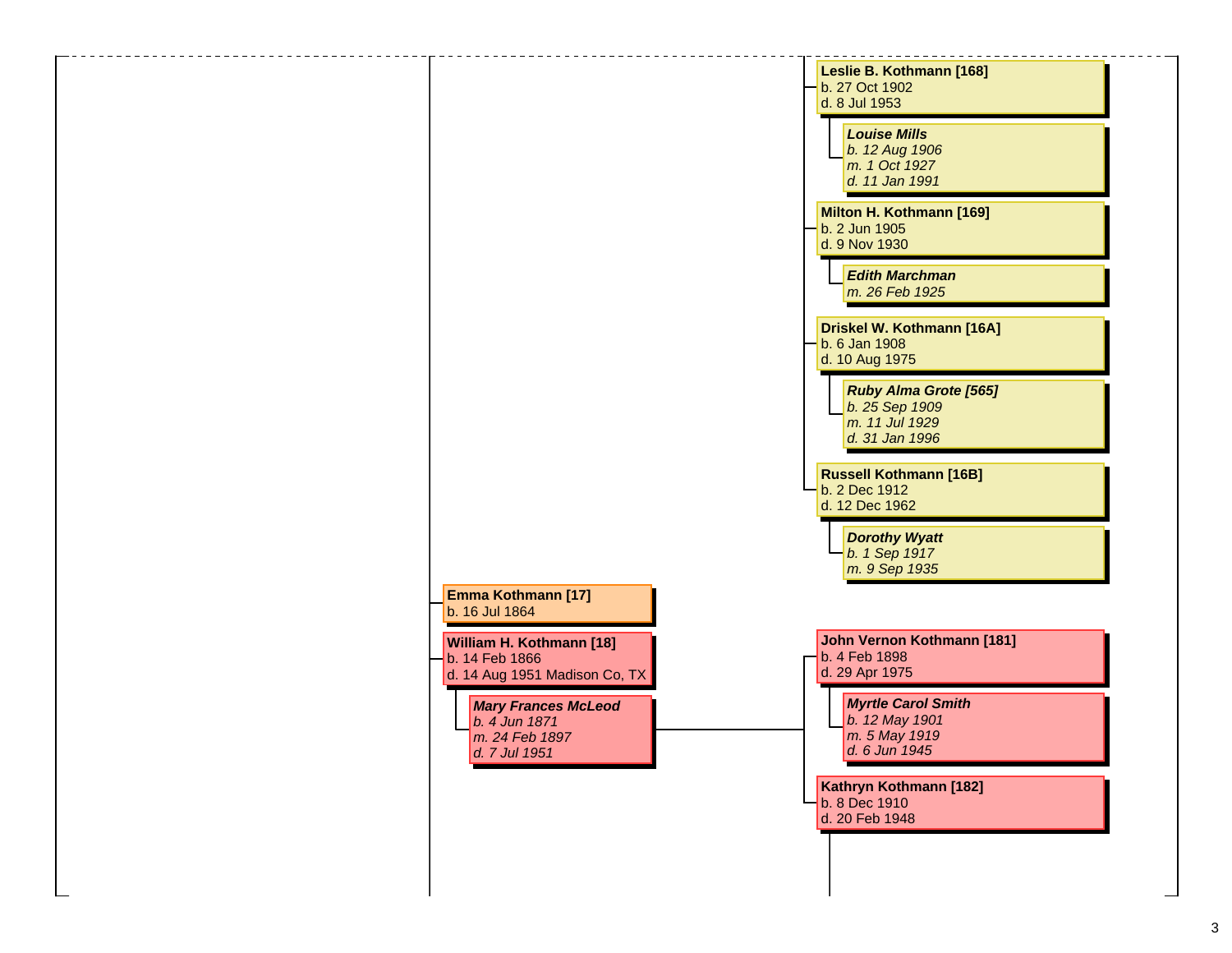**Leslie B. Kothmann [168]**
b. 27 Oct 1902
d. 8 Jul 1953

***Louise Mills***
*b. 12 Aug 1906*
*m. 1 Oct 1927*
*d. 11 Jan 1991*

**Milton H. Kothmann [169]**
b. 2 Jun 1905
d. 9 Nov 1930

***Edith Marchman***
*m. 26 Feb 1925*

**Driskel W. Kothmann [16A]**
b. 6 Jan 1908
d. 10 Aug 1975

***Ruby Alma Grote [565]***
*b. 25 Sep 1909*
*m. 11 Jul 1929*
*d. 31 Jan 1996*

**Russell Kothmann [16B]**
b. 2 Dec 1912
d. 12 Dec 1962

***Dorothy Wyatt***
*b. 1 Sep 1917*
*m. 9 Sep 1935*

**Emma Kothmann [17]**
b. 16 Jul 1864

**William H. Kothmann [18]**
b. 14 Feb 1866
d. 14 Aug 1951 Madison Co, TX

***Mary Frances McLeod***
*b. 4 Jun 1871*
*m. 24 Feb 1897*
*d. 7 Jul 1951*

**John Vernon Kothmann [181]**
b. 4 Feb 1898
d. 29 Apr 1975

***Myrtle Carol Smith***
*b. 12 May 1901*
*m. 5 May 1919*
*d. 6 Jun 1945*

**Kathryn Kothmann [182]**
b. 8 Dec 1910
d. 20 Feb 1948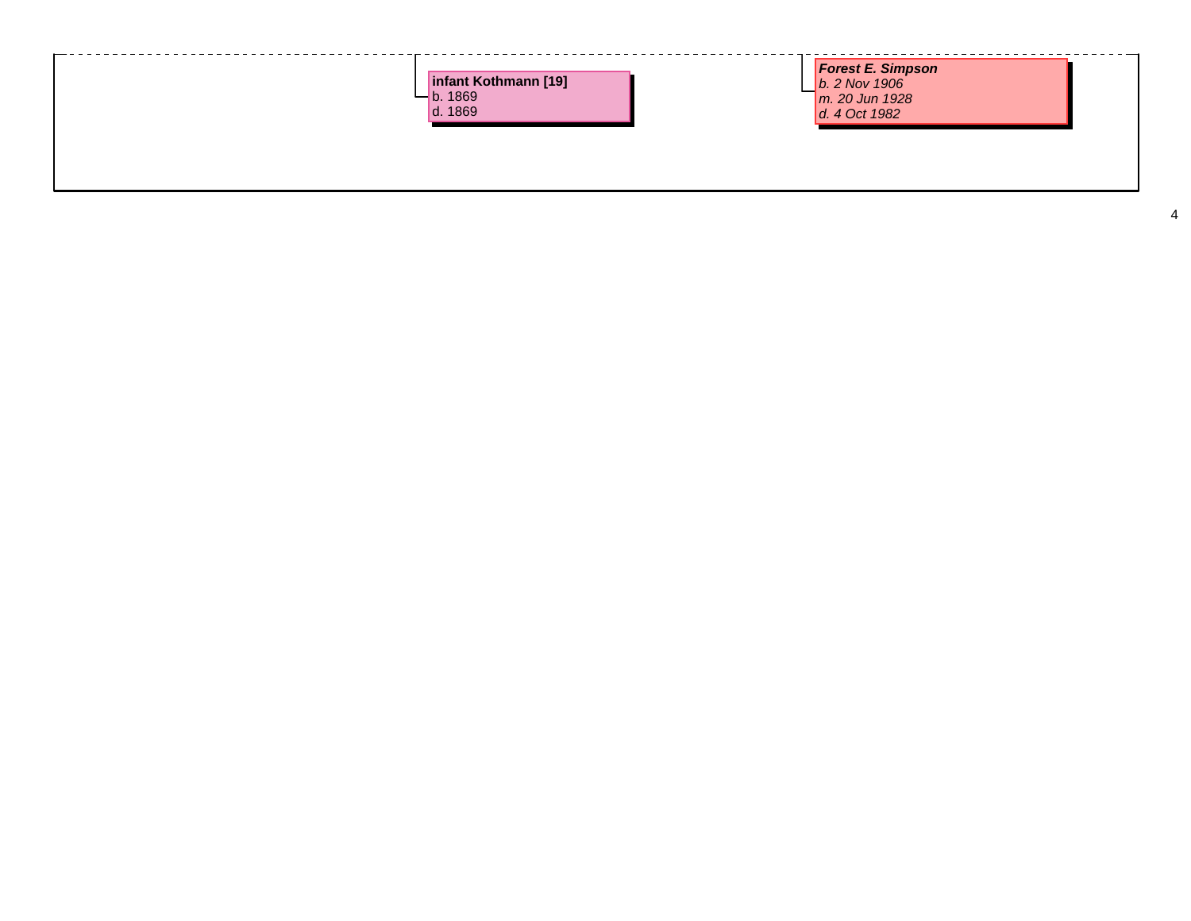**infant Kothmann [19]**
b. 1869
d. 1869

***Forest E. Simpson***
*b. 2 Nov 1906*
*m. 20 Jun 1928*
*d. 4 Oct 1982*